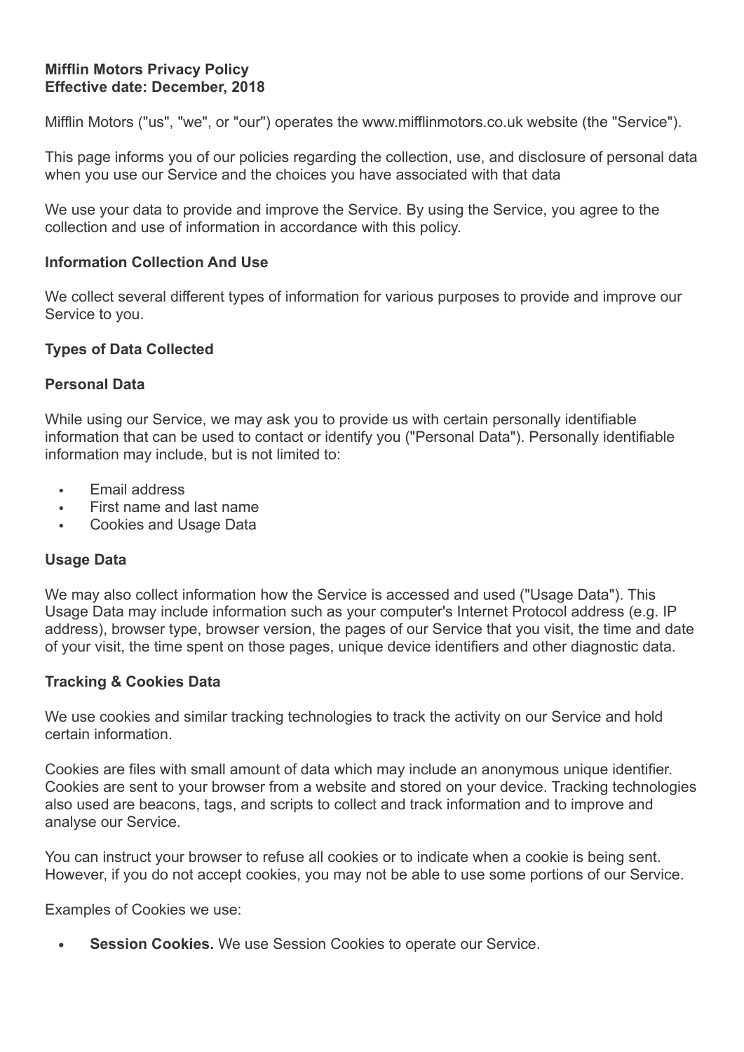**Mifflin Motors Privacy Policy**
**Effective date: December, 2018**

Mifflin Motors ("us", "we", or "our") operates the www.mifflinmotors.co.uk website (the "Service").

This page informs you of our policies regarding the collection, use, and disclosure of personal data when you use our Service and the choices you have associated with that data

We use your data to provide and improve the Service. By using the Service, you agree to the collection and use of information in accordance with this policy.

**Information Collection And Use**

We collect several different types of information for various purposes to provide and improve our Service to you.

**Types of Data Collected**

**Personal Data**

While using our Service, we may ask you to provide us with certain personally identifiable information that can be used to contact or identify you ("Personal Data"). Personally identifiable information may include, but is not limited to:

- Email address
- First name and last name
- Cookies and Usage Data

**Usage Data**

We may also collect information how the Service is accessed and used ("Usage Data"). This Usage Data may include information such as your computer's Internet Protocol address (e.g. IP address), browser type, browser version, the pages of our Service that you visit, the time and date of your visit, the time spent on those pages, unique device identifiers and other diagnostic data.

**Tracking & Cookies Data**

We use cookies and similar tracking technologies to track the activity on our Service and hold certain information.

Cookies are files with small amount of data which may include an anonymous unique identifier. Cookies are sent to your browser from a website and stored on your device. Tracking technologies also used are beacons, tags, and scripts to collect and track information and to improve and analyse our Service.

You can instruct your browser to refuse all cookies or to indicate when a cookie is being sent. However, if you do not accept cookies, you may not be able to use some portions of our Service.

Examples of Cookies we use:

- **Session Cookies.** We use Session Cookies to operate our Service.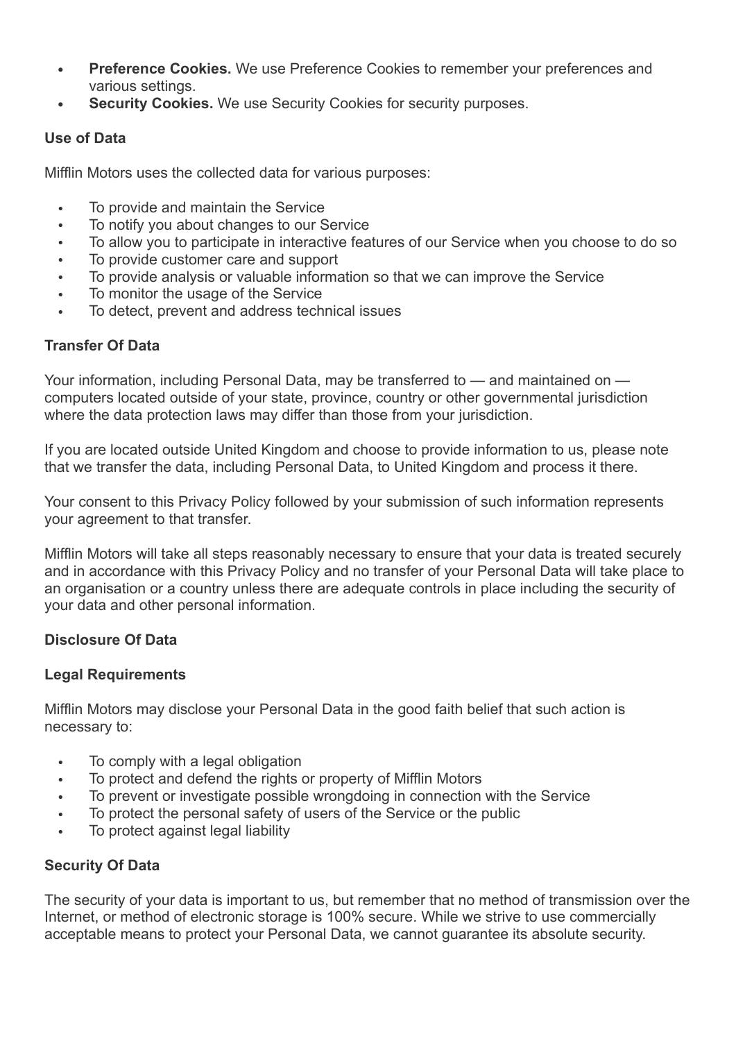- **Preference Cookies.** We use Preference Cookies to remember your preferences and various settings.
- **Security Cookies.** We use Security Cookies for security purposes.

**Use of Data**

Mifflin Motors uses the collected data for various purposes:

- To provide and maintain the Service
- To notify you about changes to our Service
- To allow you to participate in interactive features of our Service when you choose to do so
- To provide customer care and support
- To provide analysis or valuable information so that we can improve the Service
- To monitor the usage of the Service
- To detect, prevent and address technical issues

**Transfer Of Data**

Your information, including Personal Data, may be transferred to — and maintained on — computers located outside of your state, province, country or other governmental jurisdiction where the data protection laws may differ than those from your jurisdiction.

If you are located outside United Kingdom and choose to provide information to us, please note that we transfer the data, including Personal Data, to United Kingdom and process it there.

Your consent to this Privacy Policy followed by your submission of such information represents your agreement to that transfer.

Mifflin Motors will take all steps reasonably necessary to ensure that your data is treated securely and in accordance with this Privacy Policy and no transfer of your Personal Data will take place to an organisation or a country unless there are adequate controls in place including the security of your data and other personal information.

**Disclosure Of Data**

**Legal Requirements**

Mifflin Motors may disclose your Personal Data in the good faith belief that such action is necessary to:

- To comply with a legal obligation
- To protect and defend the rights or property of Mifflin Motors
- To prevent or investigate possible wrongdoing in connection with the Service
- To protect the personal safety of users of the Service or the public
- To protect against legal liability

**Security Of Data**

The security of your data is important to us, but remember that no method of transmission over the Internet, or method of electronic storage is 100% secure. While we strive to use commercially acceptable means to protect your Personal Data, we cannot guarantee its absolute security.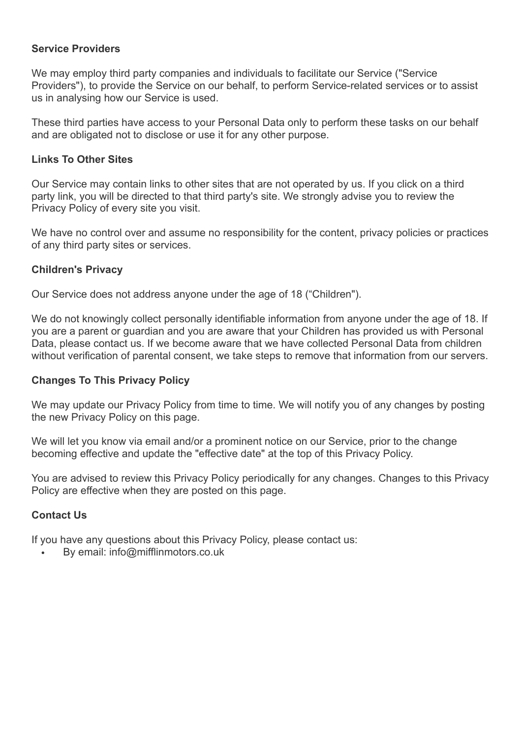### Service Providers

We may employ third party companies and individuals to facilitate our Service ("Service Providers"), to provide the Service on our behalf, to perform Service-related services or to assist us in analysing how our Service is used.

These third parties have access to your Personal Data only to perform these tasks on our behalf and are obligated not to disclose or use it for any other purpose.

### Links To Other Sites

Our Service may contain links to other sites that are not operated by us. If you click on a third party link, you will be directed to that third party's site. We strongly advise you to review the Privacy Policy of every site you visit.

We have no control over and assume no responsibility for the content, privacy policies or practices of any third party sites or services.

### Children's Privacy

Our Service does not address anyone under the age of 18 (“Children").

We do not knowingly collect personally identifiable information from anyone under the age of 18. If you are a parent or guardian and you are aware that your Children has provided us with Personal Data, please contact us. If we become aware that we have collected Personal Data from children without verification of parental consent, we take steps to remove that information from our servers.

### Changes To This Privacy Policy

We may update our Privacy Policy from time to time. We will notify you of any changes by posting the new Privacy Policy on this page.

We will let you know via email and/or a prominent notice on our Service, prior to the change becoming effective and update the "effective date" at the top of this Privacy Policy.

You are advised to review this Privacy Policy periodically for any changes. Changes to this Privacy Policy are effective when they are posted on this page.

### Contact Us

If you have any questions about this Privacy Policy, please contact us:

- By email: info@mifflinmotors.co.uk